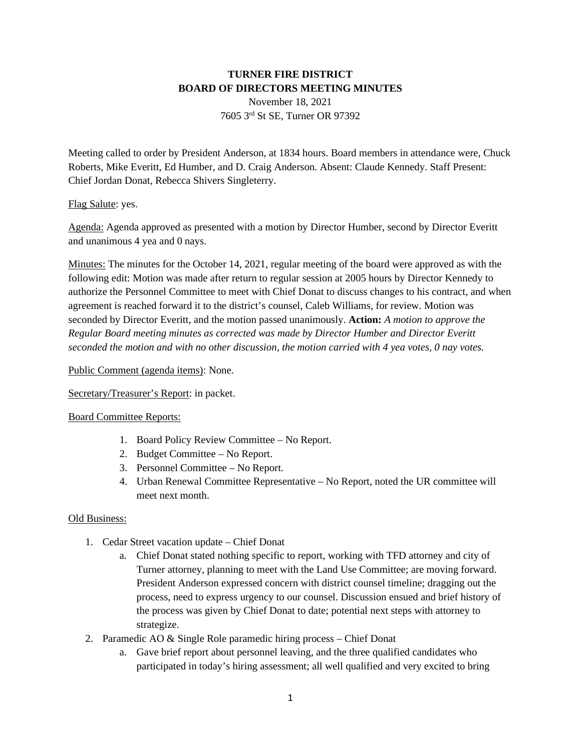**TURNER FIRE DISTRICT**
**BOARD OF DIRECTORS MEETING MINUTES**
November 18, 2021
7605 3rd St SE, Turner OR 97392

Meeting called to order by President Anderson, at 1834 hours. Board members in attendance were, Chuck Roberts, Mike Everitt, Ed Humber, and D. Craig Anderson. Absent: Claude Kennedy. Staff Present: Chief Jordan Donat, Rebecca Shivers Singleterry.

Flag Salute: yes.

Agenda: Agenda approved as presented with a motion by Director Humber, second by Director Everitt and unanimous 4 yea and 0 nays.

Minutes: The minutes for the October 14, 2021, regular meeting of the board were approved as with the following edit: Motion was made after return to regular session at 2005 hours by Director Kennedy to authorize the Personnel Committee to meet with Chief Donat to discuss changes to his contract, and when agreement is reached forward it to the district's counsel, Caleb Williams, for review. Motion was seconded by Director Everitt, and the motion passed unanimously. **Action:** *A motion to approve the Regular Board meeting minutes as corrected was made by Director Humber and Director Everitt seconded the motion and with no other discussion, the motion carried with 4 yea votes, 0 nay votes.*

Public Comment (agenda items): None.

Secretary/Treasurer's Report: in packet.

Board Committee Reports:

1. Board Policy Review Committee – No Report.
2. Budget Committee – No Report.
3. Personnel Committee – No Report.
4. Urban Renewal Committee Representative – No Report, noted the UR committee will meet next month.

Old Business:

1. Cedar Street vacation update – Chief Donat
   a. Chief Donat stated nothing specific to report, working with TFD attorney and city of Turner attorney, planning to meet with the Land Use Committee; are moving forward. President Anderson expressed concern with district counsel timeline; dragging out the process, need to express urgency to our counsel. Discussion ensued and brief history of the process was given by Chief Donat to date; potential next steps with attorney to strategize.
2. Paramedic AO & Single Role paramedic hiring process – Chief Donat
   a. Gave brief report about personnel leaving, and the three qualified candidates who participated in today's hiring assessment; all well qualified and very excited to bring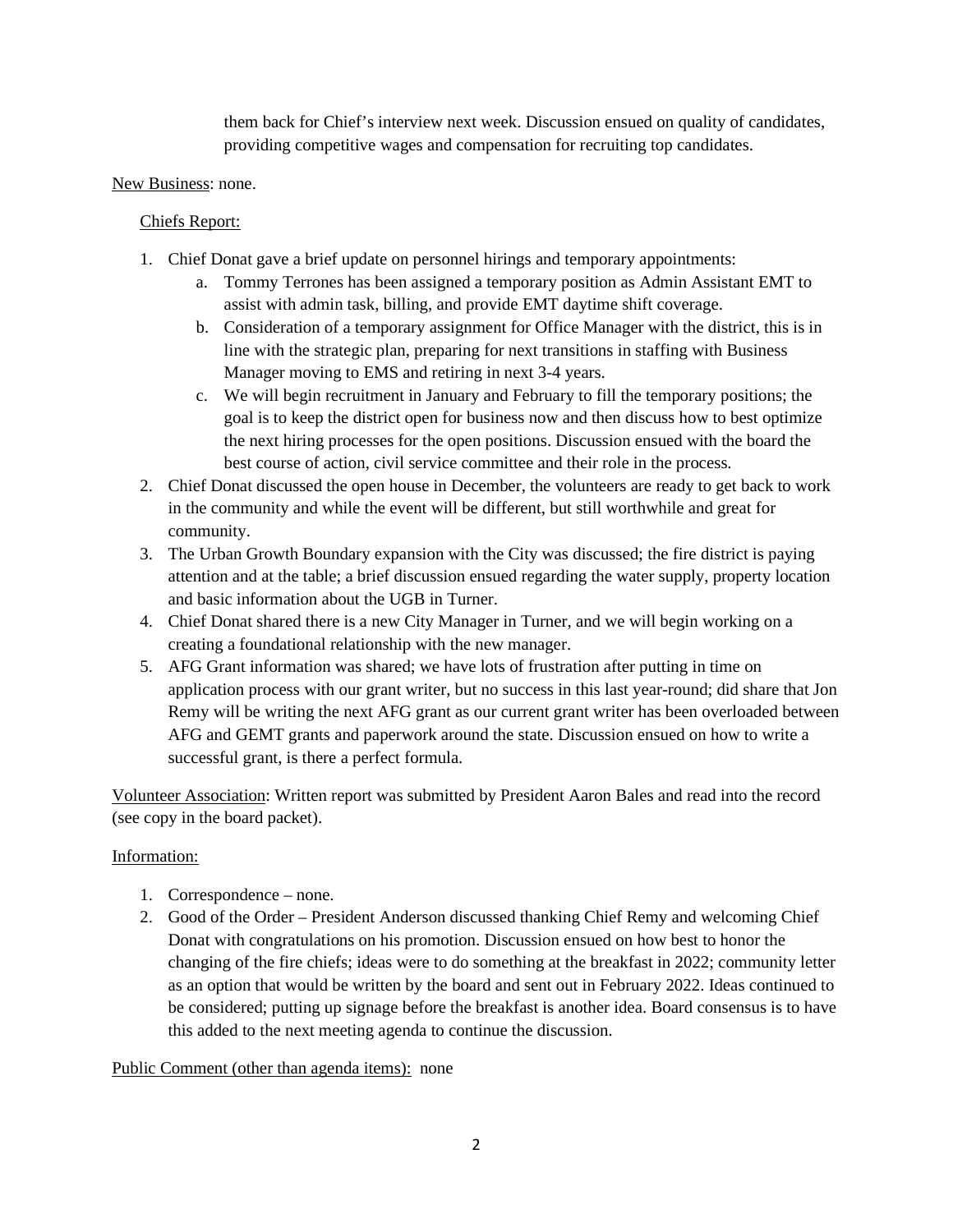them back for Chief's interview next week. Discussion ensued on quality of candidates, providing competitive wages and compensation for recruiting top candidates.

New Business: none.

Chiefs Report:

1. Chief Donat gave a brief update on personnel hirings and temporary appointments:
   a. Tommy Terrones has been assigned a temporary position as Admin Assistant EMT to assist with admin task, billing, and provide EMT daytime shift coverage.
   b. Consideration of a temporary assignment for Office Manager with the district, this is in line with the strategic plan, preparing for next transitions in staffing with Business Manager moving to EMS and retiring in next 3-4 years.
   c. We will begin recruitment in January and February to fill the temporary positions; the goal is to keep the district open for business now and then discuss how to best optimize the next hiring processes for the open positions. Discussion ensued with the board the best course of action, civil service committee and their role in the process.
2. Chief Donat discussed the open house in December, the volunteers are ready to get back to work in the community and while the event will be different, but still worthwhile and great for community.
3. The Urban Growth Boundary expansion with the City was discussed; the fire district is paying attention and at the table; a brief discussion ensued regarding the water supply, property location and basic information about the UGB in Turner.
4. Chief Donat shared there is a new City Manager in Turner, and we will begin working on a creating a foundational relationship with the new manager.
5. AFG Grant information was shared; we have lots of frustration after putting in time on application process with our grant writer, but no success in this last year-round; did share that Jon Remy will be writing the next AFG grant as our current grant writer has been overloaded between AFG and GEMT grants and paperwork around the state. Discussion ensued on how to write a successful grant, is there a perfect formula.

Volunteer Association: Written report was submitted by President Aaron Bales and read into the record (see copy in the board packet).

Information:

1. Correspondence – none.
2. Good of the Order – President Anderson discussed thanking Chief Remy and welcoming Chief Donat with congratulations on his promotion. Discussion ensued on how best to honor the changing of the fire chiefs; ideas were to do something at the breakfast in 2022; community letter as an option that would be written by the board and sent out in February 2022. Ideas continued to be considered; putting up signage before the breakfast is another idea. Board consensus is to have this added to the next meeting agenda to continue the discussion.

Public Comment (other than agenda items): none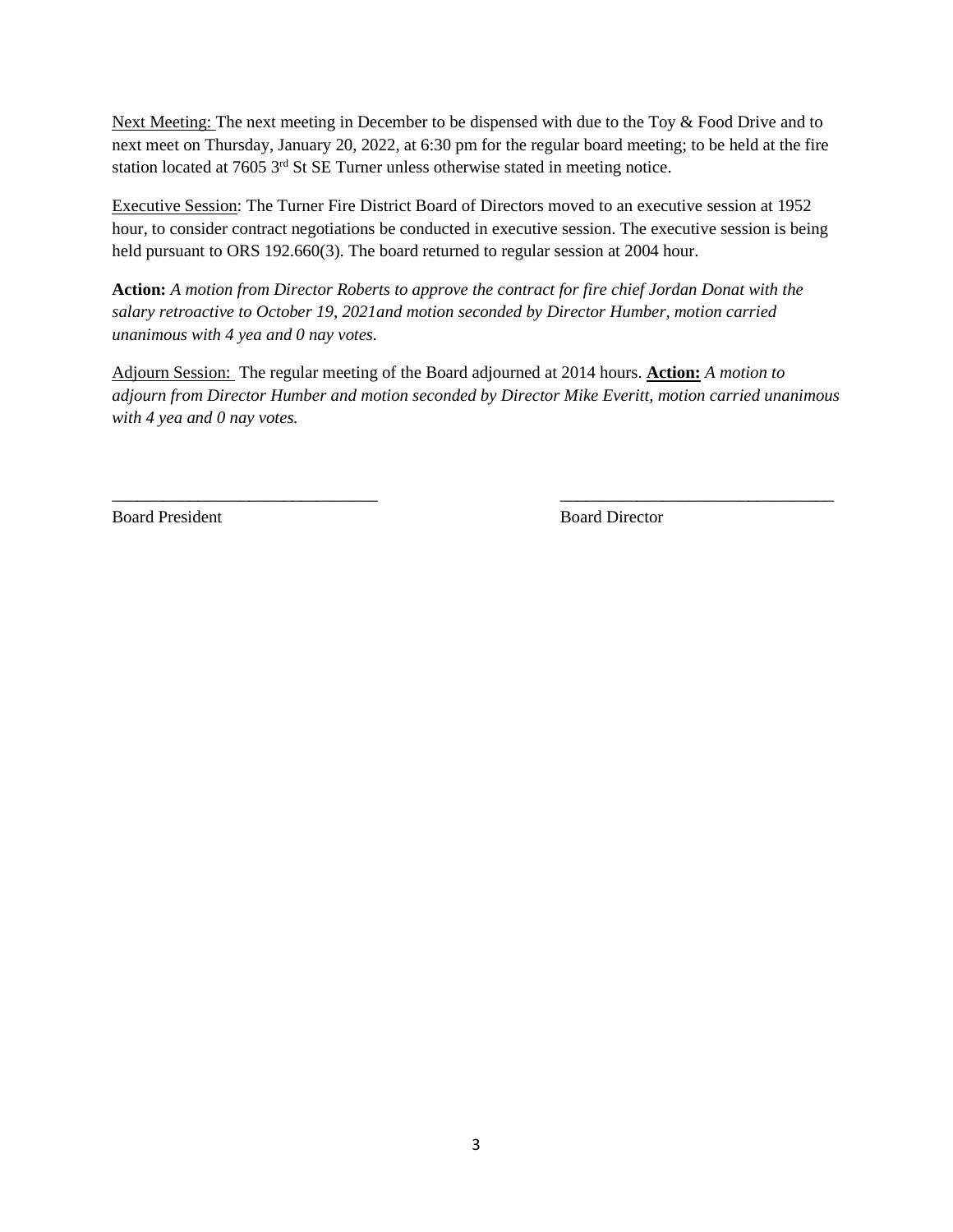Next Meeting: The next meeting in December to be dispensed with due to the Toy & Food Drive and to next meet on Thursday, January 20, 2022, at 6:30 pm for the regular board meeting; to be held at the fire station located at 7605 3rd St SE Turner unless otherwise stated in meeting notice.

Executive Session: The Turner Fire District Board of Directors moved to an executive session at 1952 hour, to consider contract negotiations be conducted in executive session. The executive session is being held pursuant to ORS 192.660(3). The board returned to regular session at 2004 hour.

**Action:** *A motion from Director Roberts to approve the contract for fire chief Jordan Donat with the salary retroactive to October 19, 2021and motion seconded by Director Humber, motion carried unanimous with 4 yea and 0 nay votes.*

Adjourn Session: The regular meeting of the Board adjourned at 2014 hours. **Action:** *A motion to adjourn from Director Humber and motion seconded by Director Mike Everitt, motion carried unanimous with 4 yea and 0 nay votes.*

\_\_\_\_\_\_\_\_\_\_\_\_\_\_\_\_\_\_\_\_\_\_\_\_\_\_\_\_\_\_\_\_ \_\_\_\_\_\_\_\_\_\_\_\_\_\_\_\_\_\_\_\_\_\_\_\_\_\_\_\_\_\_\_\_

Board President Board Director